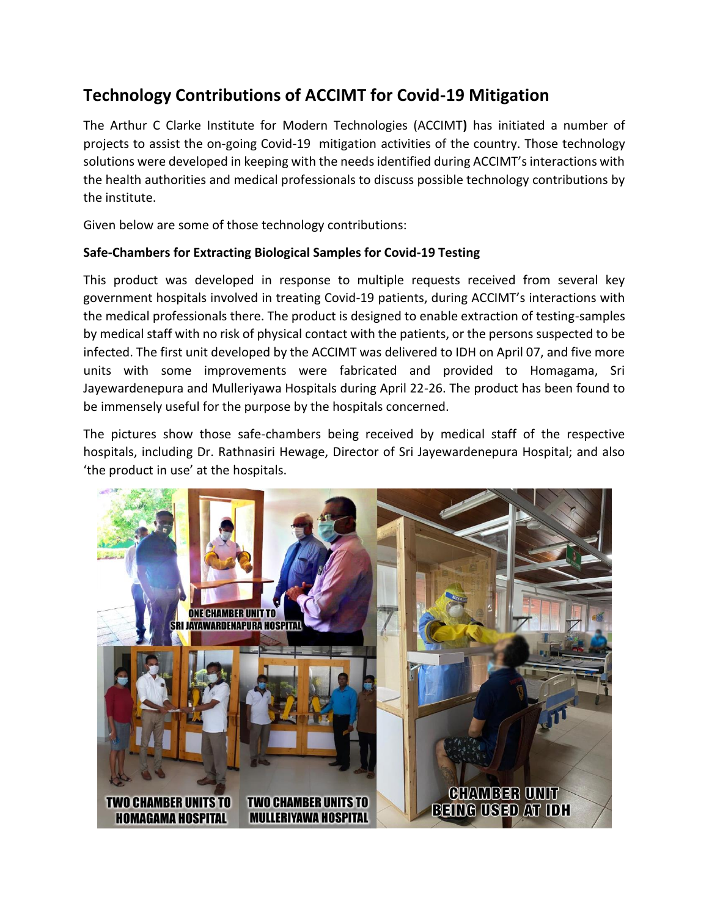# Technology Contributions of ACCIMT for Covid-19 Mitigation

The Arthur C Clarke Institute for Modern Technologies (ACCIMT**)** has initiated a number of projects to assist the on-going Covid-19 mitigation activities of the country. Those technology solutions were developed in keeping with the needs identified during ACCIMT's interactions with the health authorities and medical professionals to discuss possible technology contributions by the institute.

Given below are some of those technology contributions:

**Safe-Chambers for Extracting Biological Samples for Covid-19 Testing**

This product was developed in response to multiple requests received from several key government hospitals involved in treating Covid-19 patients, during ACCIMT's interactions with the medical professionals there. The product is designed to enable extraction of testing-samples by medical staff with no risk of physical contact with the patients, or the persons suspected to be infected. The first unit developed by the ACCIMT was delivered to IDH on April 07, and five more units with some improvements were fabricated and provided to Homagama, Sri Jayewardenepura and Mulleriyawa Hospitals during April 22-26. The product has been found to be immensely useful for the purpose by the hospitals concerned.

The pictures show those safe-chambers being received by medical staff of the respective hospitals, including Dr. Rathnasiri Hewage, Director of Sri Jayewardenepura Hospital; and also 'the product in use' at the hospitals.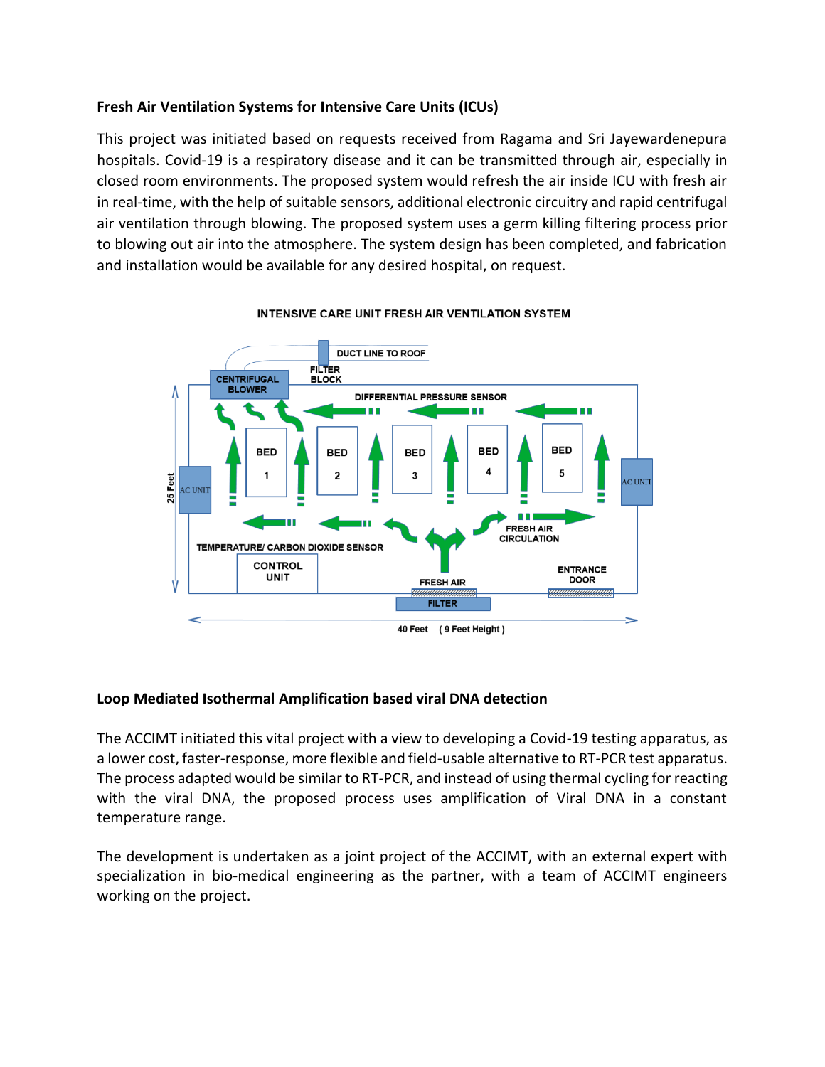**Fresh Air Ventilation Systems for Intensive Care Units (ICUs)**

This project was initiated based on requests received from Ragama and Sri Jayewardenepura hospitals. Covid-19 is a respiratory disease and it can be transmitted through air, especially in closed room environments. The proposed system would refresh the air inside ICU with fresh air in real-time, with the help of suitable sensors, additional electronic circuitry and rapid centrifugal air ventilation through blowing. The proposed system uses a germ killing filtering process prior to blowing out air into the atmosphere. The system design has been completed, and fabrication and installation would be available for any desired hospital, on request.

INTENSIVE CARE UNIT FRESH AIR VENTILATION SYSTEM

DUCT LINE TO ROOF
FILTER BLOCK
CENTRIFUGAL BLOWER
DIFFERENTIAL PRESSURE SENSOR
BED 1
BED 2
BED 3
BED 4
BED 5
AC UNIT
AC UNIT
25 Feet
TEMPERATURE/ CARBON DIOXIDE SENSOR
FRESH AIR CIRCULATION
CONTROL UNIT
FRESH AIR
FILTER
ENTRANCE DOOR
40 Feet ( 9 Feet Height )

**Loop Mediated Isothermal Amplification based viral DNA detection**

The ACCIMT initiated this vital project with a view to developing a Covid-19 testing apparatus, as a lower cost, faster-response, more flexible and field-usable alternative to RT-PCR test apparatus. The process adapted would be similar to RT-PCR, and instead of using thermal cycling for reacting with the viral DNA, the proposed process uses amplification of Viral DNA in a constant temperature range.

The development is undertaken as a joint project of the ACCIMT, with an external expert with specialization in bio-medical engineering as the partner, with a team of ACCIMT engineers working on the project.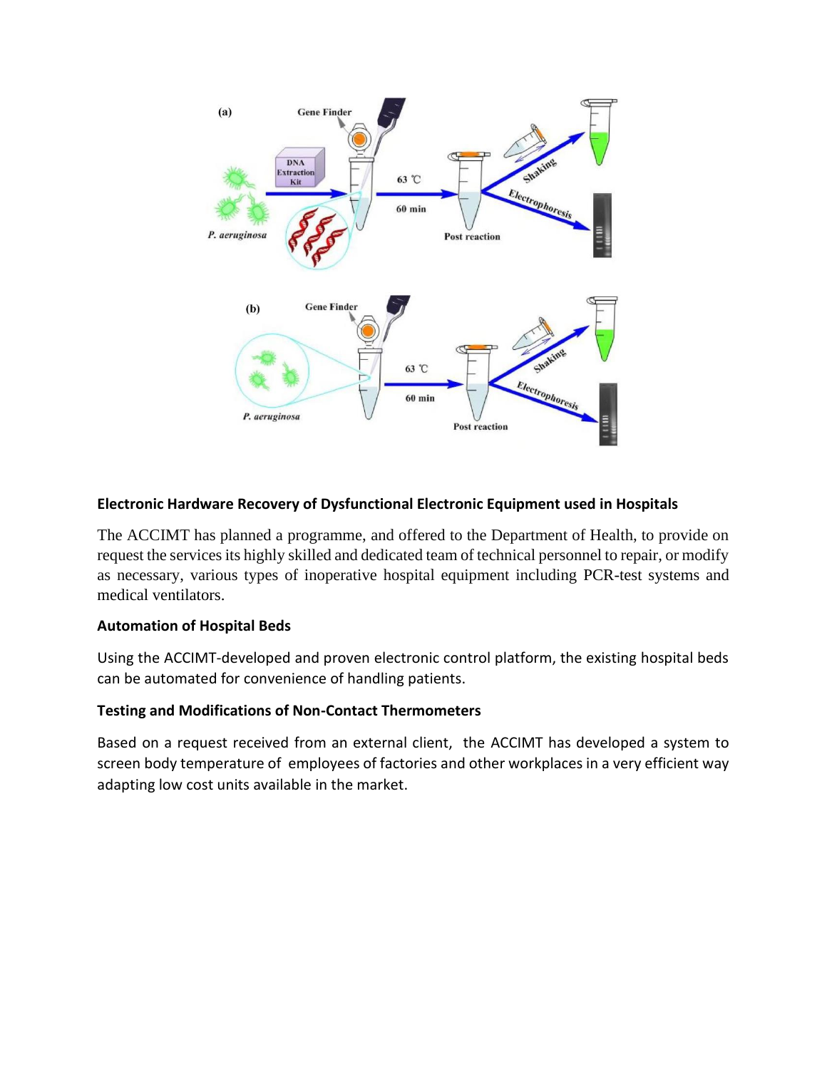(a)

Gene Finder

DNA Extraction Kit

P. aeruginosa

63 ℃

60 min

Post reaction

Shaking

Electrophoresis

(b)

Gene Finder

P. aeruginosa

63 ℃

60 min

Post reaction

Shaking

Electrophoresis

### Electronic Hardware Recovery of Dysfunctional Electronic Equipment used in Hospitals

The ACCIMT has planned a programme, and offered to the Department of Health, to provide on request the services its highly skilled and dedicated team of technical personnel to repair, or modify as necessary, various types of inoperative hospital equipment including PCR-test systems and medical ventilators.

### Automation of Hospital Beds

Using the ACCIMT-developed and proven electronic control platform, the existing hospital beds can be automated for convenience of handling patients.

### Testing and Modifications of Non-Contact Thermometers

Based on a request received from an external client, the ACCIMT has developed a system to screen body temperature of employees of factories and other workplaces in a very efficient way adapting low cost units available in the market.